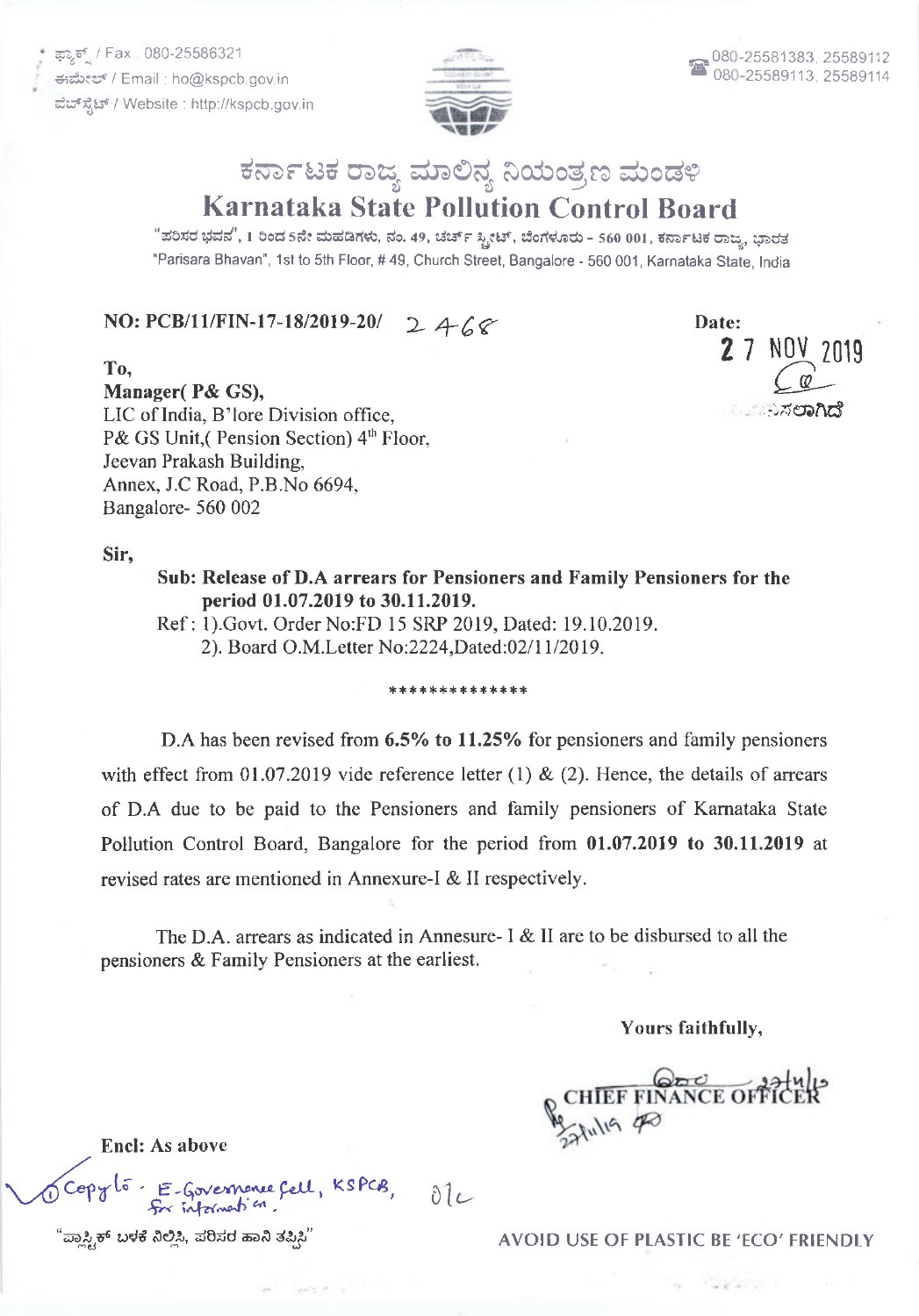ಫ್ಯಾಕ್ಸ್ / Fax : 080-25586321
ಈಮೇಲ್ / Email : ho@kspcb.gov.in
ವೆಬ್‌ಸೈಟ್ / Website : http://kspcb.gov.in

080-25581383, 25589112
080-25589113, 25589114

# ಕರ್ನಾಟಕ ರಾಜ್ಯ ಮಾಲಿನ್ಯ ನಿಯಂತ್ರಣ ಮಂಡಳಿ
# Karnataka State Pollution Control Board

"ಪರಿಸರ ಭವನ", 1 ರಿಂದ 5ನೇ ಮಹಡಿಗಳು, ನಂ. 49, ಚರ್ಚ್ ಸ್ಟ್ರೀಟ್, ಬೆಂಗಳೂರು - 560 001, ಕರ್ನಾಟಕ ರಾಜ್ಯ, ಭಾರತ
"Parisara Bhavan", 1st to 5th Floor, # 49, Church Street, Bangalore - 560 001, Karnataka State, India

**NO: PCB/11/FIN-17-18/2019-20/** 2468

**Date:** 27 NOV 2019

To,
**Manager( P& GS),**
LIC of India, B'lore Division office,
P& GS Unit,( Pension Section) 4th Floor,
Jeevan Prakash Building,
Annex, J.C Road, P.B.No 6694,
Bangalore- 560 002

**Sir,**

**Sub: Release of D.A arrears for Pensioners and Family Pensioners for the period 01.07.2019 to 30.11.2019.**

Ref: 1).Govt. Order No:FD 15 SRP 2019, Dated: 19.10.2019.
2). Board O.M.Letter No:2224,Dated:02/11/2019.

**************

D.A has been revised from **6.5% to 11.25%** for pensioners and family pensioners with effect from 01.07.2019 vide reference letter (1) & (2). Hence, the details of arrears of D.A due to be paid to the Pensioners and family pensioners of Karnataka State Pollution Control Board, Bangalore for the period from **01.07.2019 to 30.11.2019** at revised rates are mentioned in Annexure-I & II respectively.

The D.A. arrears as indicated in Annesure- I & II are to be disbursed to all the pensioners & Family Pensioners at the earliest.

**Yours faithfully,**

**CHIEF FINANCE OFFICER**

**Encl: As above**

(1) Copy to - E-Governance Cell, KSPCB, for information.

"ಪ್ಲಾಸ್ಟಿಕ್ ಬಳಕೆ ನಿಲ್ಲಿಸಿ, ಪರಿಸರ ಹಾನಿ ತಪ್ಪಿಸಿ"

AVOID USE OF PLASTIC BE 'ECO' FRIENDLY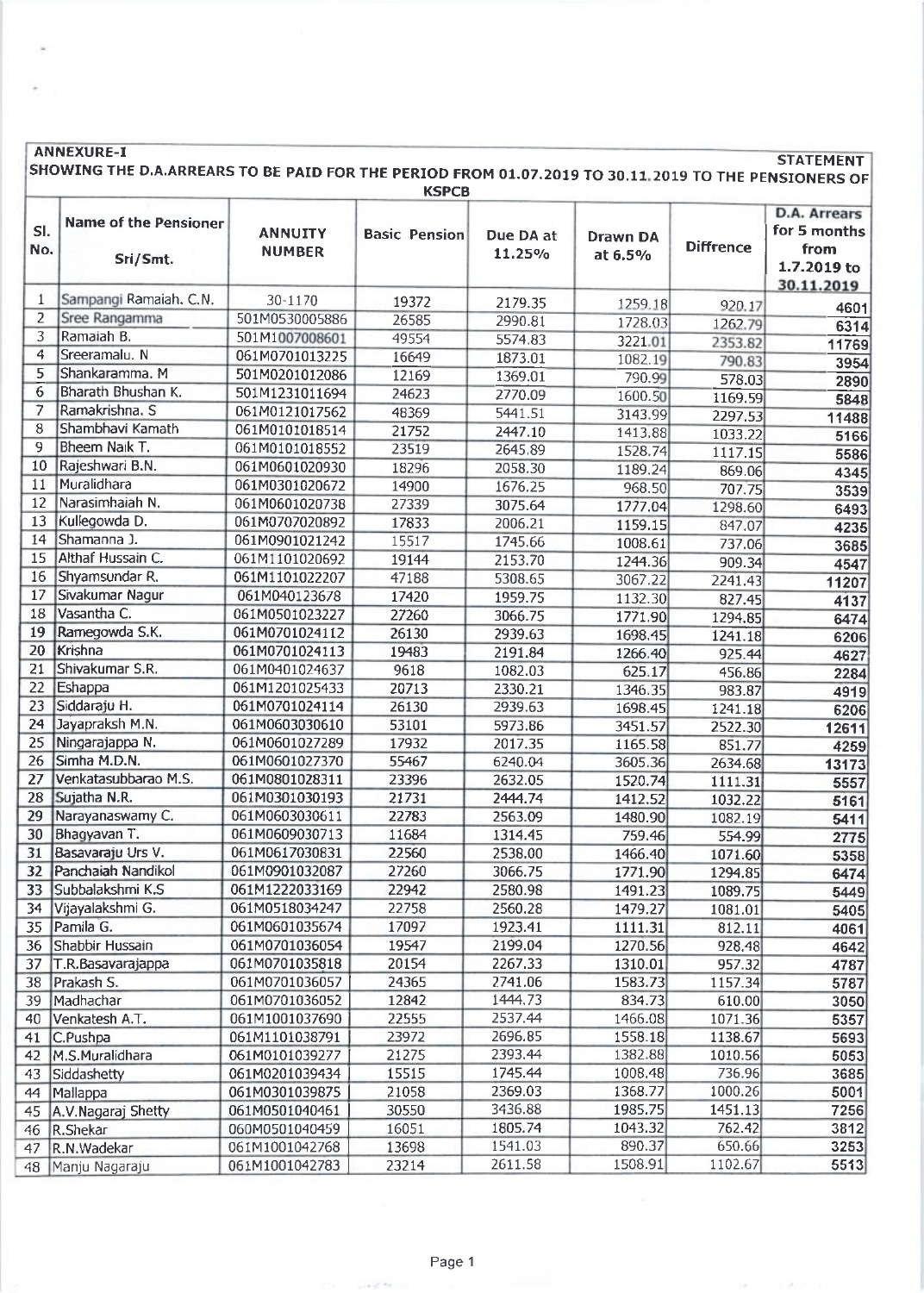**ANNEXURE-I** **STATEMENT**

**SHOWING THE D.A.ARREARS TO BE PAID FOR THE PERIOD FROM 01.07.2019 TO 30.11.2019 TO THE PENSIONERS OF KSPCB**

| Sl. No. | Name of the Pensioner Sri/Smt. | ANNUITY NUMBER | Basic Pension | Due DA at 11.25% | Drawn DA at 6.5% | Diffrence | D.A. Arrears for 5 months from 1.7.2019 to 30.11.2019 |
|---|---|---|---|---|---|---|---|
| 1 | Sampangi Ramaiah. C.N. | 30-1170 | 19372 | 2179.35 | 1259.18 | 920.17 | 4601 |
| 2 | Sree Rangamma | 501M0530005886 | 26585 | 2990.81 | 1728.03 | 1262.79 | 6314 |
| 3 | Ramaiah B. | 501M1007008601 | 49554 | 5574.83 | 3221.01 | 2353.82 | 11769 |
| 4 | Sreeramalu. N | 061M0701013225 | 16649 | 1873.01 | 1082.19 | 790.83 | 3954 |
| 5 | Shankaramma. M | 501M0201012086 | 12169 | 1369.01 | 790.99 | 578.03 | 2890 |
| 6 | Bharath Bhushan K. | 501M1231011694 | 24623 | 2770.09 | 1600.50 | 1169.59 | 5848 |
| 7 | Ramakrishna. S | 061M0121017562 | 48369 | 5441.51 | 3143.99 | 2297.53 | 11488 |
| 8 | Shambhavi Kamath | 061M0101018514 | 21752 | 2447.10 | 1413.88 | 1033.22 | 5166 |
| 9 | Bheem Naik T. | 061M0101018552 | 23519 | 2645.89 | 1528.74 | 1117.15 | 5586 |
| 10 | Rajeshwari B.N. | 061M0601020930 | 18296 | 2058.30 | 1189.24 | 869.06 | 4345 |
| 11 | Muralidhara | 061M0301020672 | 14900 | 1676.25 | 968.50 | 707.75 | 3539 |
| 12 | Narasimhaiah N. | 061M0601020738 | 27339 | 3075.64 | 1777.04 | 1298.60 | 6493 |
| 13 | Kullegowda D. | 061M0707020892 | 17833 | 2006.21 | 1159.15 | 847.07 | 4235 |
| 14 | Shamanna J. | 061M0901021242 | 15517 | 1745.66 | 1008.61 | 737.06 | 3685 |
| 15 | Althaf Hussain C. | 061M1101020692 | 19144 | 2153.70 | 1244.36 | 909.34 | 4547 |
| 16 | Shyamsundar R. | 061M1101022207 | 47188 | 5308.65 | 3067.22 | 2241.43 | 11207 |
| 17 | Sivakumar Nagur | 061M040123678 | 17420 | 1959.75 | 1132.30 | 827.45 | 4137 |
| 18 | Vasantha C. | 061M0501023227 | 27260 | 3066.75 | 1771.90 | 1294.85 | 6474 |
| 19 | Ramegowda S.K. | 061M0701024112 | 26130 | 2939.63 | 1698.45 | 1241.18 | 6206 |
| 20 | Krishna | 061M0701024113 | 19483 | 2191.84 | 1266.40 | 925.44 | 4627 |
| 21 | Shivakumar S.R. | 061M0401024637 | 9618 | 1082.03 | 625.17 | 456.86 | 2284 |
| 22 | Eshappa | 061M1201025433 | 20713 | 2330.21 | 1346.35 | 983.87 | 4919 |
| 23 | Siddaraju H. | 061M0701024114 | 26130 | 2939.63 | 1698.45 | 1241.18 | 6206 |
| 24 | Jayapraksh M.N. | 061M0603030610 | 53101 | 5973.86 | 3451.57 | 2522.30 | 12611 |
| 25 | Ningarajappa N. | 061M0601027289 | 17932 | 2017.35 | 1165.58 | 851.77 | 4259 |
| 26 | Simha M.D.N. | 061M0601027370 | 55467 | 6240.04 | 3605.36 | 2634.68 | 13173 |
| 27 | Venkatasubbarao M.S. | 061M0801028311 | 23396 | 2632.05 | 1520.74 | 1111.31 | 5557 |
| 28 | Sujatha N.R. | 061M0301030193 | 21731 | 2444.74 | 1412.52 | 1032.22 | 5161 |
| 29 | Narayanaswamy C. | 061M0603030611 | 22783 | 2563.09 | 1480.90 | 1082.19 | 5411 |
| 30 | Bhagyavan T. | 061M0609030713 | 11684 | 1314.45 | 759.46 | 554.99 | 2775 |
| 31 | Basavaraju Urs V. | 061M0617030831 | 22560 | 2538.00 | 1466.40 | 1071.60 | 5358 |
| 32 | Panchaiah Nandikol | 061M0901032087 | 27260 | 3066.75 | 1771.90 | 1294.85 | 6474 |
| 33 | Subbalakshmi K.S | 061M1222033169 | 22942 | 2580.98 | 1491.23 | 1089.75 | 5449 |
| 34 | Vijayalakshmi G. | 061M0518034247 | 22758 | 2560.28 | 1479.27 | 1081.01 | 5405 |
| 35 | Pamila G. | 061M0601035674 | 17097 | 1923.41 | 1111.31 | 812.11 | 4061 |
| 36 | Shabbir Hussain | 061M0701036054 | 19547 | 2199.04 | 1270.56 | 928.48 | 4642 |
| 37 | T.R.Basavarajappa | 061M0701035818 | 20154 | 2267.33 | 1310.01 | 957.32 | 4787 |
| 38 | Prakash S. | 061M0701036057 | 24365 | 2741.06 | 1583.73 | 1157.34 | 5787 |
| 39 | Madhachar | 061M0701036052 | 12842 | 1444.73 | 834.73 | 610.00 | 3050 |
| 40 | Venkatesh A.T. | 061M1001037690 | 22555 | 2537.44 | 1466.08 | 1071.36 | 5357 |
| 41 | C.Pushpa | 061M1101038791 | 23972 | 2696.85 | 1558.18 | 1138.67 | 5693 |
| 42 | M.S.Muralidhara | 061M0101039277 | 21275 | 2393.44 | 1382.88 | 1010.56 | 5053 |
| 43 | Siddashetty | 061M0201039434 | 15515 | 1745.44 | 1008.48 | 736.96 | 3685 |
| 44 | Mallappa | 061M0301039875 | 21058 | 2369.03 | 1368.77 | 1000.26 | 5001 |
| 45 | A.V.Nagaraj Shetty | 061M0501040461 | 30550 | 3436.88 | 1985.75 | 1451.13 | 7256 |
| 46 | R.Shekar | 060M0501040459 | 16051 | 1805.74 | 1043.32 | 762.42 | 3812 |
| 47 | R.N.Wadekar | 061M1001042768 | 13698 | 1541.03 | 890.37 | 650.66 | 3253 |
| 48 | Manju Nagaraju | 061M1001042783 | 23214 | 2611.58 | 1508.91 | 1102.67 | 5513 |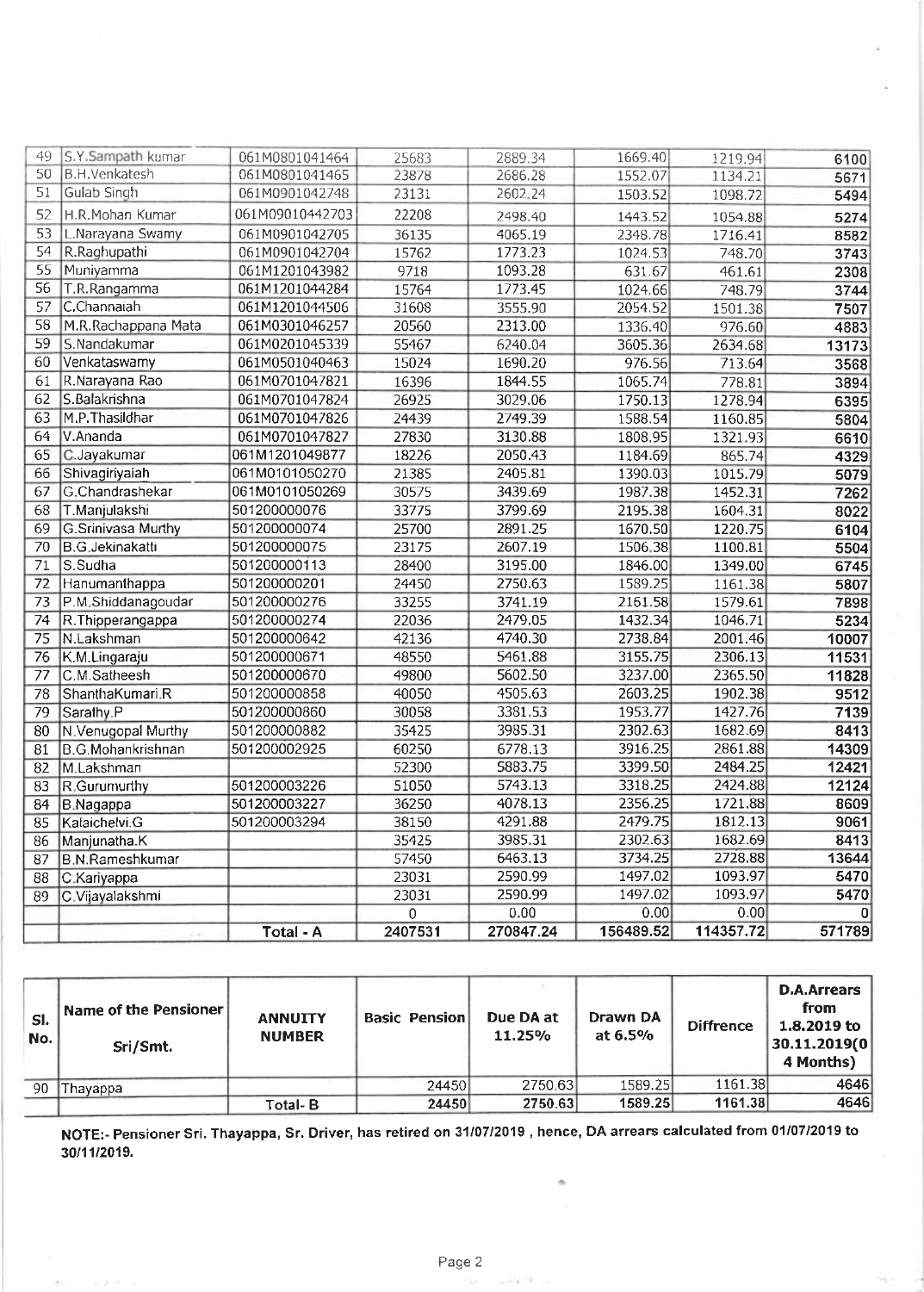| 49 | S.Y.Sampath kumar | 061M0801041464 | 25683 | 2889.34 | 1669.40 | 1219.94 | 6100 |
|---|---|---|---|---|---|---|---|
| 50 | B.H.Venkatesh | 061M0801041465 | 23878 | 2686.28 | 1552.07 | 1134.21 | 5671 |
| 51 | Gulab Singh | 061M0901042748 | 23131 | 2602.24 | 1503.52 | 1098.72 | 5494 |
| 52 | H.R.Mohan Kumar | 061M09010442703 | 22208 | 2498.40 | 1443.52 | 1054.88 | 5274 |
| 53 | L.Narayana Swamy | 061M0901042705 | 36135 | 4065.19 | 2348.78 | 1716.41 | 8582 |
| 54 | R.Raghupathi | 061M0901042704 | 15762 | 1773.23 | 1024.53 | 748.70 | 3743 |
| 55 | Muniyamma | 061M1201043982 | 9718 | 1093.28 | 631.67 | 461.61 | 2308 |
| 56 | T.R.Rangamma | 061M1201044284 | 15764 | 1773.45 | 1024.66 | 748.79 | 3744 |
| 57 | C.Channaiah | 061M1201044506 | 31608 | 3555.90 | 2054.52 | 1501.38 | 7507 |
| 58 | M.R.Rachappana Mata | 061M0301046257 | 20560 | 2313.00 | 1336.40 | 976.60 | 4883 |
| 59 | S.Nandakumar | 061M0201045339 | 55467 | 6240.04 | 3605.36 | 2634.68 | 13173 |
| 60 | Venkataswamy | 061M0501040463 | 15024 | 1690.20 | 976.56 | 713.64 | 3568 |
| 61 | R.Narayana Rao | 061M0701047821 | 16396 | 1844.55 | 1065.74 | 778.81 | 3894 |
| 62 | S.Balakrishna | 061M0701047824 | 26925 | 3029.06 | 1750.13 | 1278.94 | 6395 |
| 63 | M.P.Thasildhar | 061M0701047826 | 24439 | 2749.39 | 1588.54 | 1160.85 | 5804 |
| 64 | V.Ananda | 061M0701047827 | 27830 | 3130.88 | 1808.95 | 1321.93 | 6610 |
| 65 | C.Jayakumar | 061M1201049877 | 18226 | 2050.43 | 1184.69 | 865.74 | 4329 |
| 66 | Shivagiriyaiah | 061M0101050270 | 21385 | 2405.81 | 1390.03 | 1015.79 | 5079 |
| 67 | G.Chandrashekar | 061M0101050269 | 30575 | 3439.69 | 1987.38 | 1452.31 | 7262 |
| 68 | T.Manjulakshi | 501200000076 | 33775 | 3799.69 | 2195.38 | 1604.31 | 8022 |
| 69 | G.Srinivasa Murthy | 501200000074 | 25700 | 2891.25 | 1670.50 | 1220.75 | 6104 |
| 70 | B.G.Jekinakatti | 501200000075 | 23175 | 2607.19 | 1506.38 | 1100.81 | 5504 |
| 71 | S.Sudha | 501200000113 | 28400 | 3195.00 | 1846.00 | 1349.00 | 6745 |
| 72 | Hanumanthappa | 501200000201 | 24450 | 2750.63 | 1589.25 | 1161.38 | 5807 |
| 73 | P.M.Shiddanagoudar | 501200000276 | 33255 | 3741.19 | 2161.58 | 1579.61 | 7898 |
| 74 | R.Thipperangappa | 501200000274 | 22036 | 2479.05 | 1432.34 | 1046.71 | 5234 |
| 75 | N.Lakshman | 501200000642 | 42136 | 4740.30 | 2738.84 | 2001.46 | 10007 |
| 76 | K.M.Lingaraju | 501200000671 | 48550 | 5461.88 | 3155.75 | 2306.13 | 11531 |
| 77 | C.M.Satheesh | 501200000670 | 49800 | 5602.50 | 3237.00 | 2365.50 | 11828 |
| 78 | ShanthaKumari.R | 501200000858 | 40050 | 4505.63 | 2603.25 | 1902.38 | 9512 |
| 79 | Sarathy.P | 501200000860 | 30058 | 3381.53 | 1953.77 | 1427.76 | 7139 |
| 80 | N.Venugopal Murthy | 501200000882 | 35425 | 3985.31 | 2302.63 | 1682.69 | 8413 |
| 81 | B.G.Mohankrishnan | 501200002925 | 60250 | 6778.13 | 3916.25 | 2861.88 | 14309 |
| 82 | M.Lakshman | | 52300 | 5883.75 | 3399.50 | 2484.25 | 12421 |
| 83 | R.Gurumurthy | 501200003226 | 51050 | 5743.13 | 3318.25 | 2424.88 | 12124 |
| 84 | B.Nagappa | 501200003227 | 36250 | 4078.13 | 2356.25 | 1721.88 | 8609 |
| 85 | Kalaichelvi.G | 501200003294 | 38150 | 4291.88 | 2479.75 | 1812.13 | 9061 |
| 86 | Manjunatha.K | | 35425 | 3985.31 | 2302.63 | 1682.69 | 8413 |
| 87 | B.N.Rameshkumar | | 57450 | 6463.13 | 3734.25 | 2728.88 | 13644 |
| 88 | C.Kariyappa | | 23031 | 2590.99 | 1497.02 | 1093.97 | 5470 |
| 89 | C.Vijayalakshmi | | 23031 | 2590.99 | 1497.02 | 1093.97 | 5470 |
| | | | 0 | 0.00 | 0.00 | 0.00 | 0 |
| | | Total - A | 2407531 | 270847.24 | 156489.52 | 114357.72 | 571789 |

| Sl. No. | Name of the Pensioner Sri/Smt. | ANNUITY NUMBER | Basic Pension | Due DA at 11.25% | Drawn DA at 6.5% | Diffrence | D.A.Arrears from 1.8.2019 to 30.11.2019(0 4 Months) |
|---|---|---|---|---|---|---|---|
| 90 | Thayappa | | 24450 | 2750.63 | 1589.25 | 1161.38 | 4646 |
| | | Total- B | 24450 | 2750.63 | 1589.25 | 1161.38 | 4646 |

**NOTE:- Pensioner Sri. Thayappa, Sr. Driver, has retired on 31/07/2019 , hence, DA arrears calculated from 01/07/2019 to 30/11/2019.**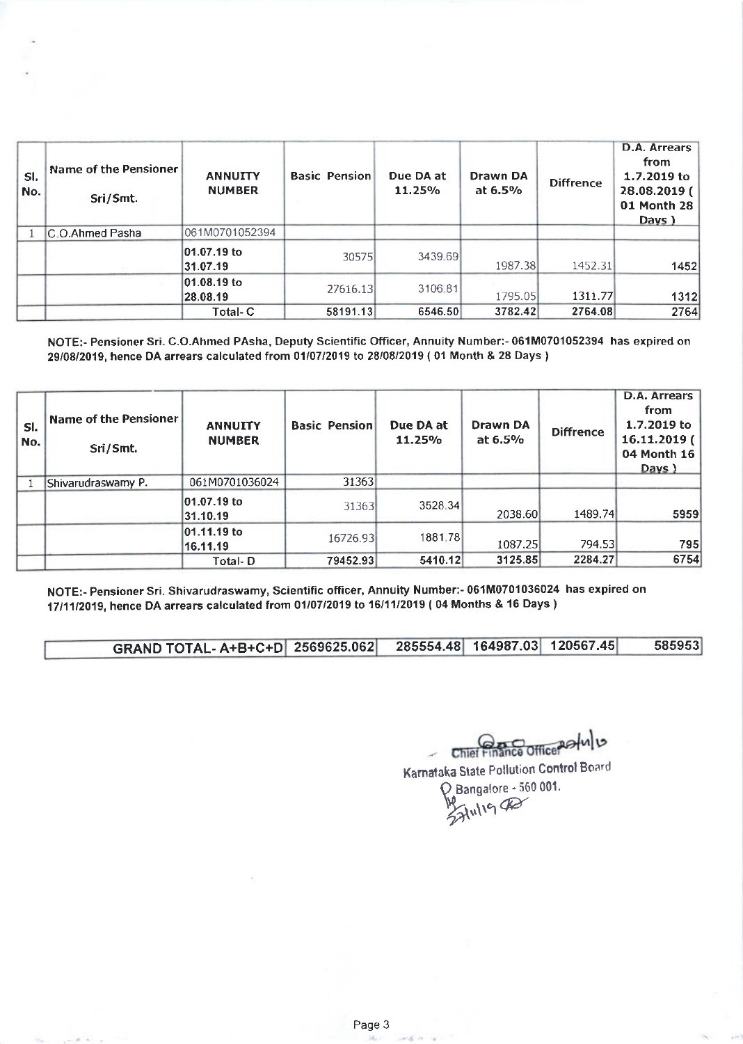| Sl. No. | Name of the Pensioner Sri/Smt. | ANNUITY NUMBER | Basic Pension | Due DA at 11.25% | Drawn DA at 6.5% | Diffrence | D.A. Arrears from 1.7.2019 to 28.08.2019 ( 01 Month 28 Days ) |
|---|---|---|---|---|---|---|---|
| 1 | C.O.Ahmed Pasha | 061M0701052394 | | | | | |
| | | 01.07.19 to 31.07.19 | 30575 | 3439.69 | 1987.38 | 1452.31 | 1452 |
| | | 01.08.19 to 28.08.19 | 27616.13 | 3106.81 | 1795.05 | 1311.77 | 1312 |
| | | Total- C | 58191.13 | 6546.50 | 3782.42 | 2764.08 | 2764 |

NOTE:- Pensioner Sri. C.O.Ahmed PAsha, Deputy Scientific Officer, Annuity Number:- 061M0701052394 has expired on 29/08/2019, hence DA arrears calculated from 01/07/2019 to 28/08/2019 ( 01 Month & 28 Days )

| Sl. No. | Name of the Pensioner Sri/Smt. | ANNUITY NUMBER | Basic Pension | Due DA at 11.25% | Drawn DA at 6.5% | Diffrence | D.A. Arrears from 1.7.2019 to 16.11.2019 ( 04 Month 16 Days ) |
|---|---|---|---|---|---|---|---|
| 1 | Shivarudraswamy P. | 061M0701036024 | 31363 | | | | |
| | | 01.07.19 to 31.10.19 | 31363 | 3528.34 | 2038.60 | 1489.74 | 5959 |
| | | 01.11.19 to 16.11.19 | 16726.93 | 1881.78 | 1087.25 | 794.53 | 795 |
| | | Total- D | 79452.93 | 5410.12 | 3125.85 | 2284.27 | 6754 |

NOTE:- Pensioner Sri. Shivarudraswamy, Scientific officer, Annuity Number:- 061M0701036024 has expired on 17/11/2019, hence DA arrears calculated from 01/07/2019 to 16/11/2019 ( 04 Months & 16 Days )

| GRAND TOTAL- A+B+C+D | 2569625.062 | 285554.48 | 164987.03 | 120567.45 | 585953 |
|---|---|---|---|---|---|

Chief Finance Officer
Karnataka State Pollution Control Board
Bangalore - 560 001.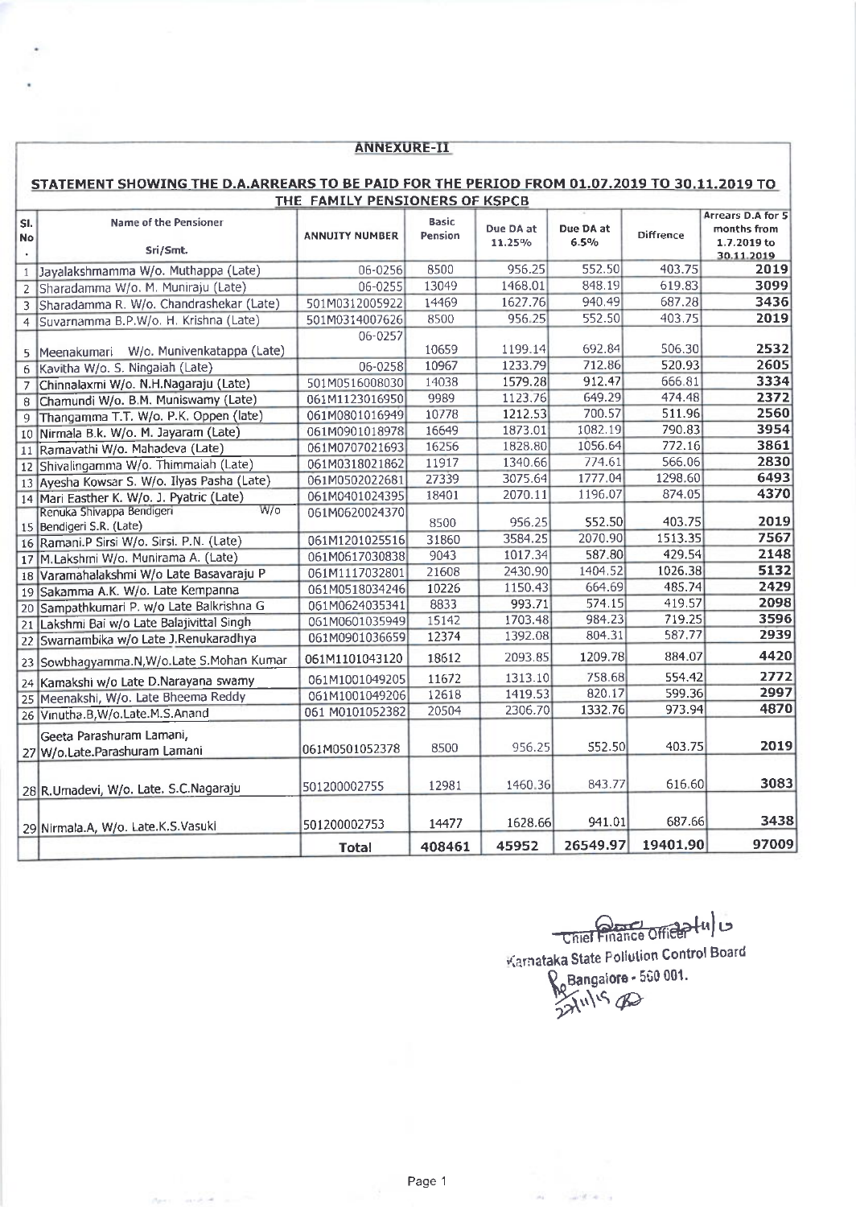## ANNEXURE-II

### STATEMENT SHOWING THE D.A.ARREARS TO BE PAID FOR THE PERIOD FROM 01.07.2019 TO 30.11.2019 TO THE FAMILY PENSIONERS OF KSPCB

| Sl. No. | Name of the Pensioner Sri/Smt. | ANNUITY NUMBER | Basic Pension | Due DA at 11.25% | Due DA at 6.5% | Diffrence | Arrears D.A for 5 months from 1.7.2019 to 30.11.2019 |
|---|---|---|---|---|---|---|---|
| 1 | Jayalakshmamma W/o. Muthappa (Late) | 06-0256 | 8500 | 956.25 | 552.50 | 403.75 | 2019 |
| 2 | Sharadamma W/o. M. Muniraju (Late) | 06-0255 | 13049 | 1468.01 | 848.19 | 619.83 | 3099 |
| 3 | Sharadamma R. W/o. Chandrashekar (Late) | 501M0312005922 | 14469 | 1627.76 | 940.49 | 687.28 | 3436 |
| 4 | Suvarnamma B.P.W/o. H. Krishna (Late) | 501M0314007626 | 8500 | 956.25 | 552.50 | 403.75 | 2019 |
| 5 | Meenakumari W/o. Munivenkatappa (Late) | 06-0257 | 10659 | 1199.14 | 692.84 | 506.30 | 2532 |
| 6 | Kavitha W/o. S. Ningaiah (Late) | 06-0258 | 10967 | 1233.79 | 712.86 | 520.93 | 2605 |
| 7 | Chinnalaxmi W/o. N.H.Nagaraju (Late) | 501M0516008030 | 14038 | 1579.28 | 912.47 | 666.81 | 3334 |
| 8 | Chamundi W/o. B.M. Muniswamy (Late) | 061M1123016950 | 9989 | 1123.76 | 649.29 | 474.48 | 2372 |
| 9 | Thangamma T.T. W/o. P.K. Oppen (late) | 061M0801016949 | 10778 | 1212.53 | 700.57 | 511.96 | 2560 |
| 10 | Nirmala B.k. W/o. M. Jayaram (Late) | 061M0901018978 | 16649 | 1873.01 | 1082.19 | 790.83 | 3954 |
| 11 | Ramavathi W/o. Mahadeva (Late) | 061M0707021693 | 16256 | 1828.80 | 1056.64 | 772.16 | 3861 |
| 12 | Shivalingamma W/o. Thimmaiah (Late) | 061M0318021862 | 11917 | 1340.66 | 774.61 | 566.06 | 2830 |
| 13 | Ayesha Kowsar S. W/o. Ilyas Pasha (Late) | 061M0502022681 | 27339 | 3075.64 | 1777.04 | 1298.60 | 6493 |
| 14 | Mari Easther K. W/o. J. Pyatric (Late) | 061M0401024395 | 18401 | 2070.11 | 1196.07 | 874.05 | 4370 |
| 15 | Renuka Shivappa Bendigeri W/o Bendigeri S.R. (Late) | 061M0620024370 | 8500 | 956.25 | 552.50 | 403.75 | 2019 |
| 16 | Ramani.P Sirsi W/o. Sirsi. P.N. (Late) | 061M1201025516 | 31860 | 3584.25 | 2070.90 | 1513.35 | 7567 |
| 17 | M.Lakshmi W/o. Munirama A. (Late) | 061M0617030838 | 9043 | 1017.34 | 587.80 | 429.54 | 2148 |
| 18 | Varamahalakshmi W/o Late Basavaraju P | 061M1117032801 | 21608 | 2430.90 | 1404.52 | 1026.38 | 5132 |
| 19 | Sakamma A.K. W/o. Late Kempanna | 061M0518034246 | 10226 | 1150.43 | 664.69 | 485.74 | 2429 |
| 20 | Sampathkumari P. w/o Late Balkrishna G | 061M0624035341 | 8833 | 993.71 | 574.15 | 419.57 | 2098 |
| 21 | Lakshmi Bai w/o Late Balajivittal Singh | 061M0601035949 | 15142 | 1703.48 | 984.23 | 719.25 | 3596 |
| 22 | Swarnambika w/o Late J.Renukaradhya | 061M0901036659 | 12374 | 1392.08 | 804.31 | 587.77 | 2939 |
| 23 | Sowbhagyamma.N,W/o.Late S.Mohan Kumar | 061M1101043120 | 18612 | 2093.85 | 1209.78 | 884.07 | 4420 |
| 24 | Kamakshi w/o Late D.Narayana swamy | 061M1001049205 | 11672 | 1313.10 | 758.68 | 554.42 | 2772 |
| 25 | Meenakshi, W/o. Late Bheema Reddy | 061M1001049206 | 12618 | 1419.53 | 820.17 | 599.36 | 2997 |
| 26 | Vinutha.B,W/o.Late.M.S.Anand | 061 M0101052382 | 20504 | 2306.70 | 1332.76 | 973.94 | 4870 |
| 27 | Geeta Parashuram Lamani, W/o.Late.Parashuram Lamani | 061M0501052378 | 8500 | 956.25 | 552.50 | 403.75 | 2019 |
| 28 | R.Umadevi, W/o. Late. S.C.Nagaraju | 501200002755 | 12981 | 1460.36 | 843.77 | 616.60 | 3083 |
| 29 | Nirmala.A, W/o. Late.K.S.Vasuki | 501200002753 | 14477 | 1628.66 | 941.01 | 687.66 | 3438 |
| | | **Total** | **408461** | **45952** | **26549.97** | **19401.90** | **97009** |

Chief Finance Officer
Karnataka State Pollution Control Board
Bangalore - 560 001.
22/11/19